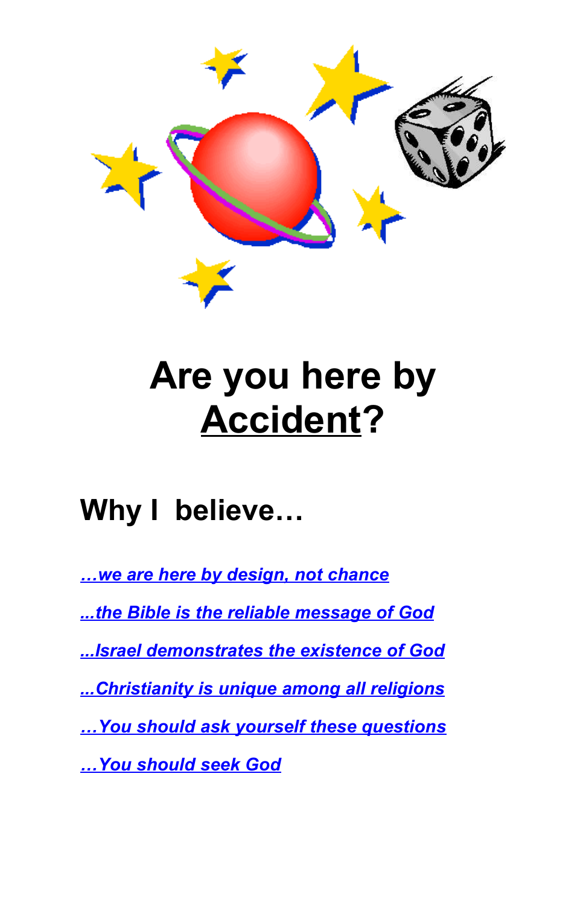# Are you here by <u>Accident</u>?

## Why I believe…

[*…we are here by design, not chance*]

[*...the Bible is the reliable message of God*]

[*...Israel demonstrates the existence of God*]

[*...Christianity is unique among all religions*]

[*…You should ask yourself these questions*]

[*…You should seek God*]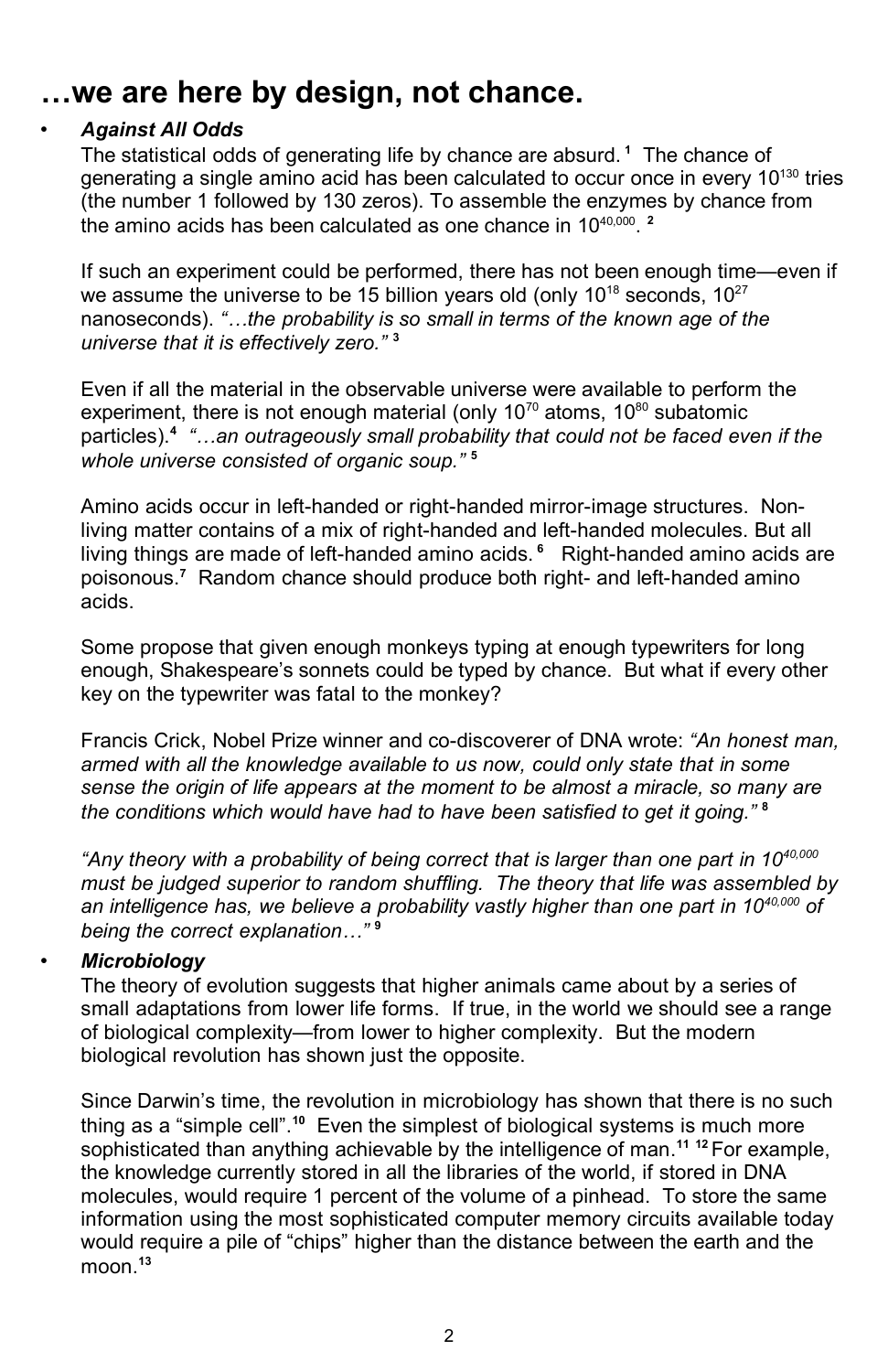# …we are here by design, not chance.

- ***Against All Odds***

  The statistical odds of generating life by chance are absurd.[1] The chance of generating a single amino acid has been calculated to occur once in every $10^{130}$ tries (the number 1 followed by 130 zeros). To assemble the enzymes by chance from the amino acids has been calculated as one chance in $10^{40,000}$.[2]

  If such an experiment could be performed, there has not been enough time—even if we assume the universe to be 15 billion years old (only $10^{18}$ seconds, $10^{27}$ nanoseconds). *"…the probability is so small in terms of the known age of the universe that it is effectively zero."*[3]

  Even if all the material in the observable universe were available to perform the experiment, there is not enough material (only $10^{70}$ atoms, $10^{80}$ subatomic particles).[4] *"…an outrageously small probability that could not be faced even if the whole universe consisted of organic soup."*[5]

  Amino acids occur in left-handed or right-handed mirror-image structures. Non-living matter contains of a mix of right-handed and left-handed molecules. But all living things are made of left-handed amino acids.[6] Right-handed amino acids are poisonous.[7] Random chance should produce both right- and left-handed amino acids.

  Some propose that given enough monkeys typing at enough typewriters for long enough, Shakespeare's sonnets could be typed by chance. But what if every other key on the typewriter was fatal to the monkey?

  Francis Crick, Nobel Prize winner and co-discoverer of DNA wrote: *"An honest man, armed with all the knowledge available to us now, could only state that in some sense the origin of life appears at the moment to be almost a miracle, so many are the conditions which would have had to have been satisfied to get it going."*[8]

  *"Any theory with a probability of being correct that is larger than one part in $10^{40,000}$ must be judged superior to random shuffling. The theory that life was assembled by an intelligence has, we believe a probability vastly higher than one part in $10^{40,000}$ of being the correct explanation…"*[9]

- ***Microbiology***

  The theory of evolution suggests that higher animals came about by a series of small adaptations from lower life forms. If true, in the world we should see a range of biological complexity—from lower to higher complexity. But the modern biological revolution has shown just the opposite.

  Since Darwin's time, the revolution in microbiology has shown that there is no such thing as a "simple cell".[10] Even the simplest of biological systems is much more sophisticated than anything achievable by the intelligence of man.[11] [12] For example, the knowledge currently stored in all the libraries of the world, if stored in DNA molecules, would require 1 percent of the volume of a pinhead. To store the same information using the most sophisticated computer memory circuits available today would require a pile of "chips" higher than the distance between the earth and the moon.[13]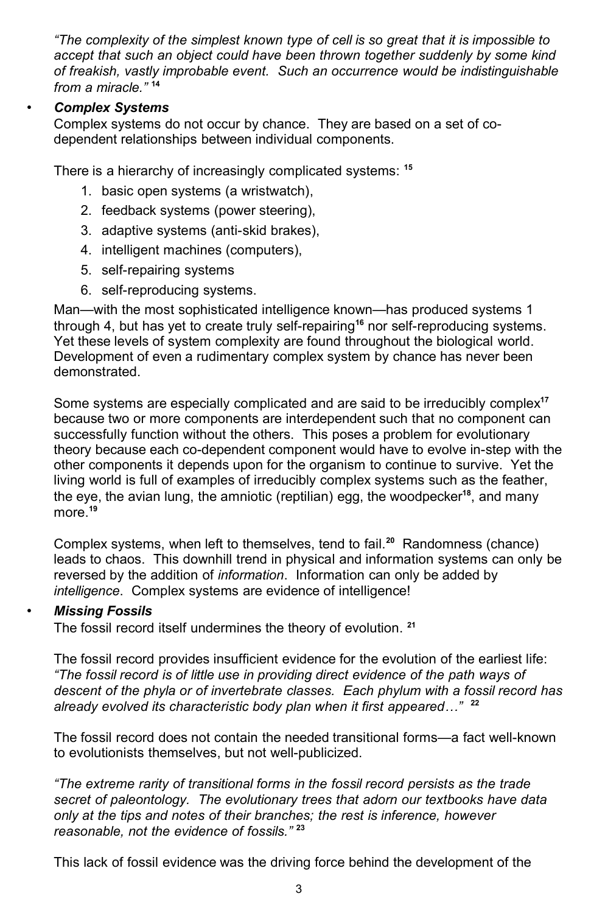*"The complexity of the simplest known type of cell is so great that it is impossible to accept that such an object could have been thrown together suddenly by some kind of freakish, vastly improbable event. Such an occurrence would be indistinguishable from a miracle."* [14]

- ***Complex Systems***

  Complex systems do not occur by chance. They are based on a set of co-dependent relationships between individual components.

  There is a hierarchy of increasingly complicated systems: [15]

  1. basic open systems (a wristwatch),
  2. feedback systems (power steering),
  3. adaptive systems (anti-skid brakes),
  4. intelligent machines (computers),
  5. self-repairing systems
  6. self-reproducing systems.

  Man—with the most sophisticated intelligence known—has produced systems 1 through 4, but has yet to create truly self-repairing[16] nor self-reproducing systems. Yet these levels of system complexity are found throughout the biological world. Development of even a rudimentary complex system by chance has never been demonstrated.

  Some systems are especially complicated and are said to be irreducibly complex[17] because two or more components are interdependent such that no component can successfully function without the others. This poses a problem for evolutionary theory because each co-dependent component would have to evolve in-step with the other components it depends upon for the organism to continue to survive. Yet the living world is full of examples of irreducibly complex systems such as the feather, the eye, the avian lung, the amniotic (reptilian) egg, the woodpecker[18], and many more.[19]

  Complex systems, when left to themselves, tend to fail.[20] Randomness (chance) leads to chaos. This downhill trend in physical and information systems can only be reversed by the addition of *information*. Information can only be added by *intelligence*. Complex systems are evidence of intelligence!

- ***Missing Fossils***

  The fossil record itself undermines the theory of evolution. [21]

  The fossil record provides insufficient evidence for the evolution of the earliest life: *"The fossil record is of little use in providing direct evidence of the path ways of descent of the phyla or of invertebrate classes. Each phylum with a fossil record has already evolved its characteristic body plan when it first appeared…"* [22]

  The fossil record does not contain the needed transitional forms—a fact well-known to evolutionists themselves, but not well-publicized.

  *"The extreme rarity of transitional forms in the fossil record persists as the trade secret of paleontology. The evolutionary trees that adorn our textbooks have data only at the tips and notes of their branches; the rest is inference, however reasonable, not the evidence of fossils."* [23]

  This lack of fossil evidence was the driving force behind the development of the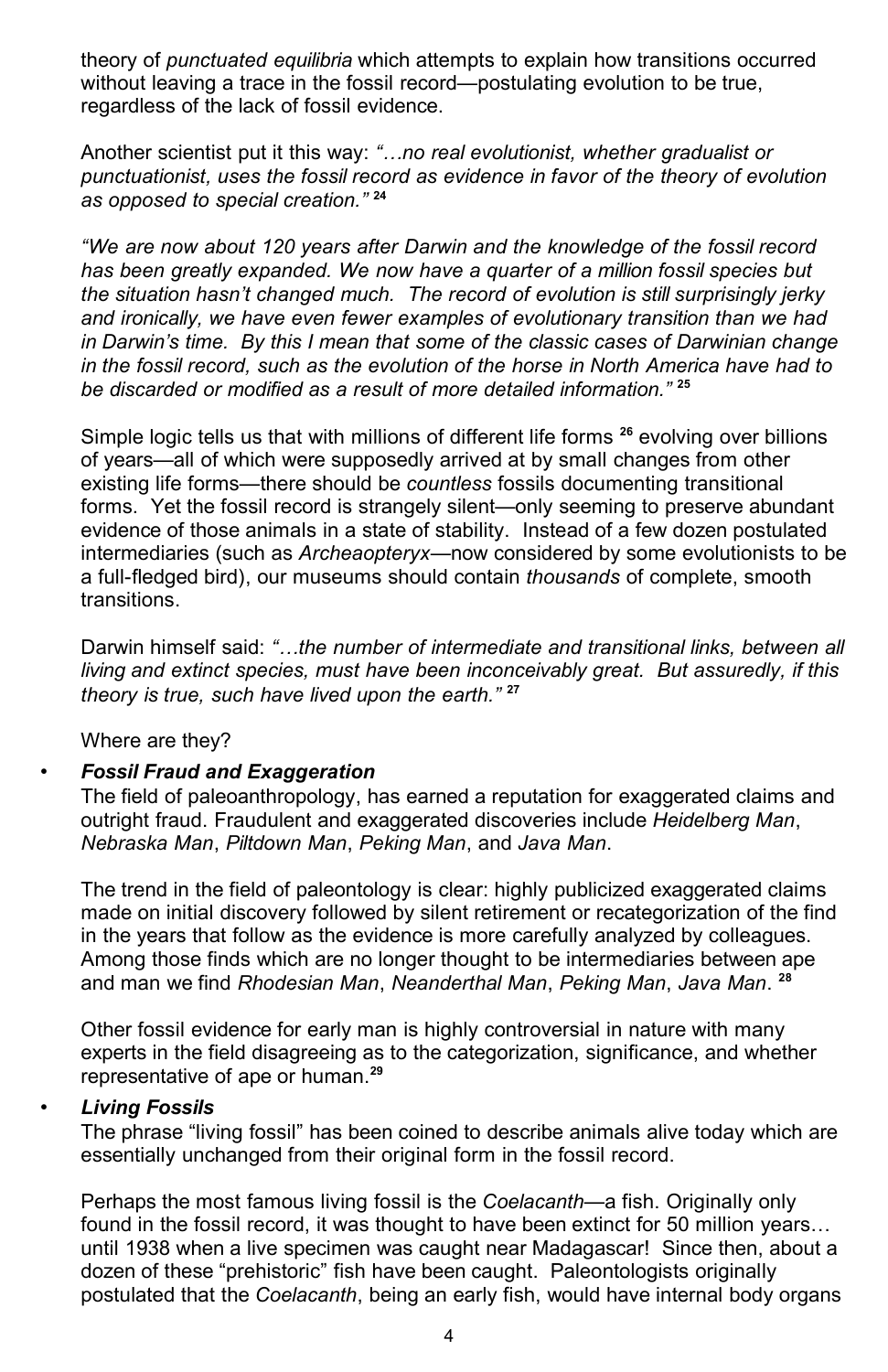theory of *punctuated equilibria* which attempts to explain how transitions occurred without leaving a trace in the fossil record—postulating evolution to be true, regardless of the lack of fossil evidence.

Another scientist put it this way: *"…no real evolutionist, whether gradualist or punctuationist, uses the fossil record as evidence in favor of the theory of evolution as opposed to special creation."* [24]

*"We are now about 120 years after Darwin and the knowledge of the fossil record has been greatly expanded. We now have a quarter of a million fossil species but the situation hasn't changed much. The record of evolution is still surprisingly jerky and ironically, we have even fewer examples of evolutionary transition than we had in Darwin's time. By this I mean that some of the classic cases of Darwinian change in the fossil record, such as the evolution of the horse in North America have had to be discarded or modified as a result of more detailed information."* [25]

Simple logic tells us that with millions of different life forms [26] evolving over billions of years—all of which were supposedly arrived at by small changes from other existing life forms—there should be *countless* fossils documenting transitional forms. Yet the fossil record is strangely silent—only seeming to preserve abundant evidence of those animals in a state of stability. Instead of a few dozen postulated intermediaries (such as *Archeaopteryx*—now considered by some evolutionists to be a full-fledged bird), our museums should contain *thousands* of complete, smooth transitions.

Darwin himself said: *"…the number of intermediate and transitional links, between all living and extinct species, must have been inconceivably great. But assuredly, if this theory is true, such have lived upon the earth."* [27]

Where are they?

- ***Fossil Fraud and Exaggeration***

  The field of paleoanthropology, has earned a reputation for exaggerated claims and outright fraud. Fraudulent and exaggerated discoveries include *Heidelberg Man*, *Nebraska Man*, *Piltdown Man*, *Peking Man*, and *Java Man*.

  The trend in the field of paleontology is clear: highly publicized exaggerated claims made on initial discovery followed by silent retirement or recategorization of the find in the years that follow as the evidence is more carefully analyzed by colleagues. Among those finds which are no longer thought to be intermediaries between ape and man we find *Rhodesian Man*, *Neanderthal Man*, *Peking Man*, *Java Man*. [28]

  Other fossil evidence for early man is highly controversial in nature with many experts in the field disagreeing as to the categorization, significance, and whether representative of ape or human.[29]

- ***Living Fossils***

  The phrase "living fossil" has been coined to describe animals alive today which are essentially unchanged from their original form in the fossil record.

  Perhaps the most famous living fossil is the *Coelacanth*—a fish. Originally only found in the fossil record, it was thought to have been extinct for 50 million years… until 1938 when a live specimen was caught near Madagascar! Since then, about a dozen of these "prehistoric" fish have been caught. Paleontologists originally postulated that the *Coelacanth*, being an early fish, would have internal body organs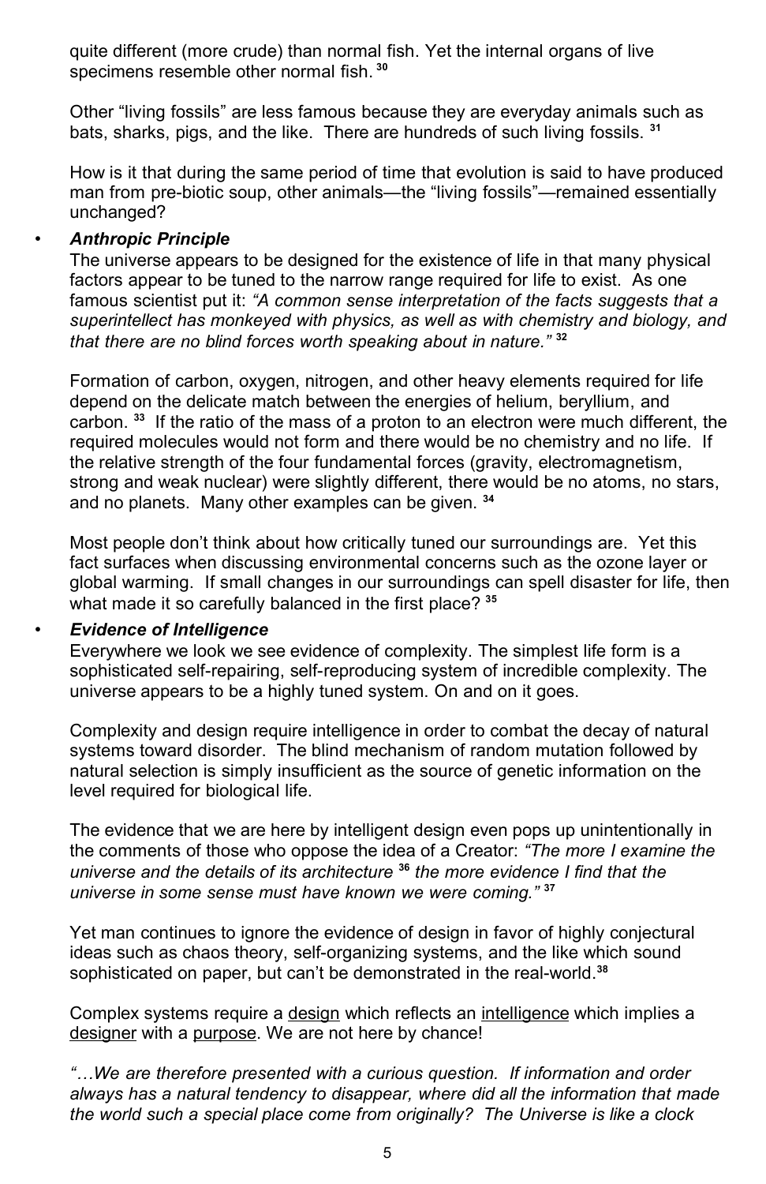quite different (more crude) than normal fish. Yet the internal organs of live specimens resemble other normal fish. [30]

Other "living fossils" are less famous because they are everyday animals such as bats, sharks, pigs, and the like. There are hundreds of such living fossils. [31]

How is it that during the same period of time that evolution is said to have produced man from pre-biotic soup, other animals—the "living fossils"—remained essentially unchanged?

- ***Anthropic Principle***

  The universe appears to be designed for the existence of life in that many physical factors appear to be tuned to the narrow range required for life to exist. As one famous scientist put it: *"A common sense interpretation of the facts suggests that a superintellect has monkeyed with physics, as well as with chemistry and biology, and that there are no blind forces worth speaking about in nature."* [32]

  Formation of carbon, oxygen, nitrogen, and other heavy elements required for life depend on the delicate match between the energies of helium, beryllium, and carbon. [33] If the ratio of the mass of a proton to an electron were much different, the required molecules would not form and there would be no chemistry and no life. If the relative strength of the four fundamental forces (gravity, electromagnetism, strong and weak nuclear) were slightly different, there would be no atoms, no stars, and no planets. Many other examples can be given. [34]

  Most people don't think about how critically tuned our surroundings are. Yet this fact surfaces when discussing environmental concerns such as the ozone layer or global warming. If small changes in our surroundings can spell disaster for life, then what made it so carefully balanced in the first place? [35]

- ***Evidence of Intelligence***

  Everywhere we look we see evidence of complexity. The simplest life form is a sophisticated self-repairing, self-reproducing system of incredible complexity. The universe appears to be a highly tuned system. On and on it goes.

  Complexity and design require intelligence in order to combat the decay of natural systems toward disorder. The blind mechanism of random mutation followed by natural selection is simply insufficient as the source of genetic information on the level required for biological life.

  The evidence that we are here by intelligent design even pops up unintentionally in the comments of those who oppose the idea of a Creator: *"The more I examine the universe and the details of its architecture* [36] *the more evidence I find that the universe in some sense must have known we were coming."* [37]

  Yet man continues to ignore the evidence of design in favor of highly conjectural ideas such as chaos theory, self-organizing systems, and the like which sound sophisticated on paper, but can't be demonstrated in the real-world.[38]

  Complex systems require a <u>design</u> which reflects an <u>intelligence</u> which implies a <u>designer</u> with a <u>purpose</u>. We are not here by chance!

  *"…We are therefore presented with a curious question. If information and order always has a natural tendency to disappear, where did all the information that made the world such a special place come from originally? The Universe is like a clock*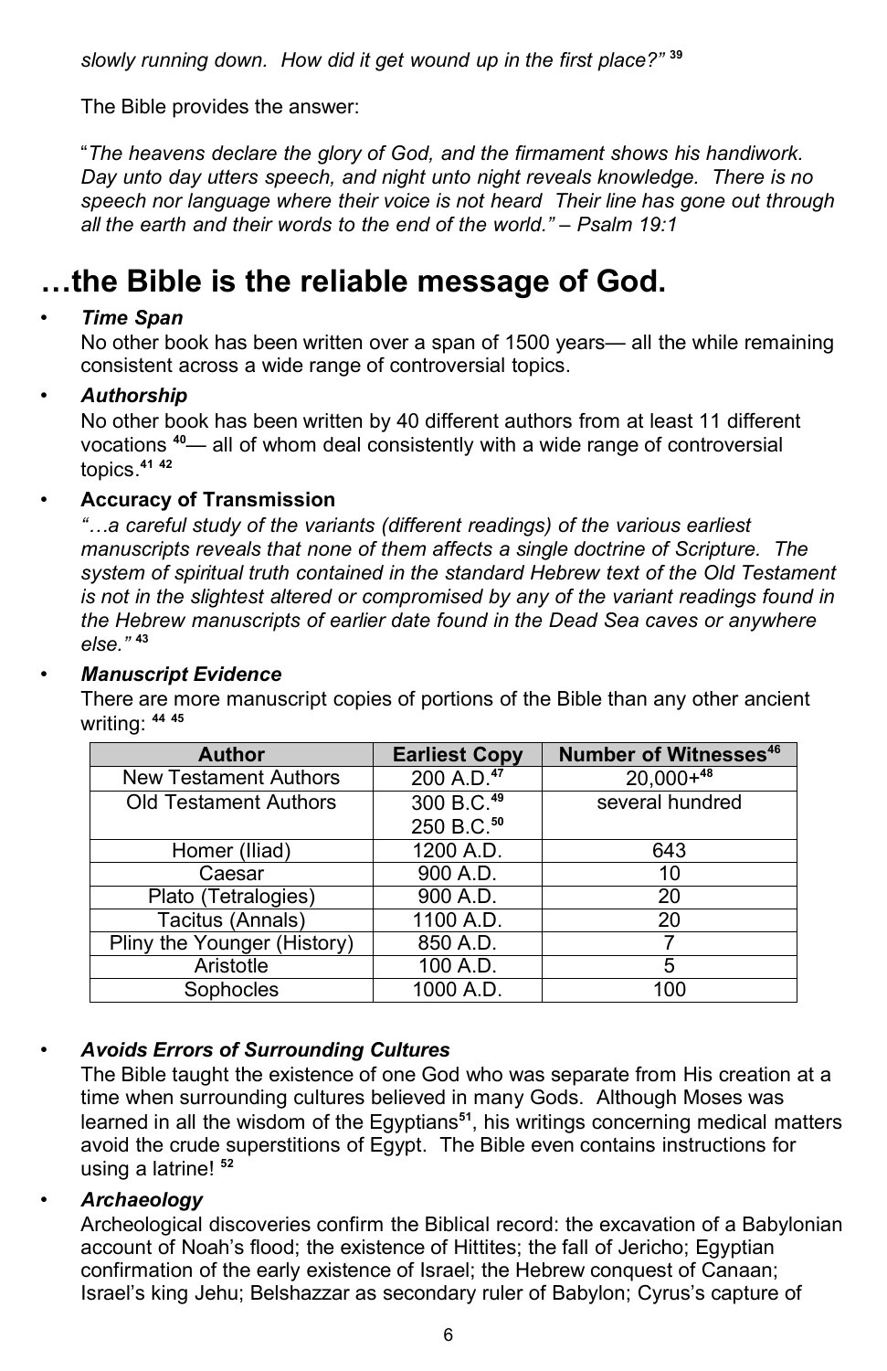*slowly running down. How did it get wound up in the first place?"* [39]

The Bible provides the answer:

"*The heavens declare the glory of God, and the firmament shows his handiwork. Day unto day utters speech, and night unto night reveals knowledge. There is no speech nor language where their voice is not heard Their line has gone out through all the earth and their words to the end of the world." – Psalm 19:1*

# …the Bible is the reliable message of God.

- ***Time Span***
  No other book has been written over a span of 1500 years— all the while remaining consistent across a wide range of controversial topics.

- ***Authorship***
  No other book has been written by 40 different authors from at least 11 different vocations [40]— all of whom deal consistently with a wide range of controversial topics.[41] [42]

- **Accuracy of Transmission**
  *"…a careful study of the variants (different readings) of the various earliest manuscripts reveals that none of them affects a single doctrine of Scripture. The system of spiritual truth contained in the standard Hebrew text of the Old Testament is not in the slightest altered or compromised by any of the variant readings found in the Hebrew manuscripts of earlier date found in the Dead Sea caves or anywhere else."* [43]

- ***Manuscript Evidence***
  There are more manuscript copies of portions of the Bible than any other ancient writing: [44] [45]

| Author | Earliest Copy | Number of Witnesses[46] |
|---|---|---|
| New Testament Authors | 200 A.D.[47] | 20,000+[48] |
| Old Testament Authors | 300 B.C.[49] 250 B.C.[50] | several hundred |
| Homer (Iliad) | 1200 A.D. | 643 |
| Caesar | 900 A.D. | 10 |
| Plato (Tetralogies) | 900 A.D. | 20 |
| Tacitus (Annals) | 1100 A.D. | 20 |
| Pliny the Younger (History) | 850 A.D. | 7 |
| Aristotle | 100 A.D. | 5 |
| Sophocles | 1000 A.D. | 100 |

- ***Avoids Errors of Surrounding Cultures***
  The Bible taught the existence of one God who was separate from His creation at a time when surrounding cultures believed in many Gods. Although Moses was learned in all the wisdom of the Egyptians[51], his writings concerning medical matters avoid the crude superstitions of Egypt. The Bible even contains instructions for using a latrine! [52]

- ***Archaeology***
  Archeological discoveries confirm the Biblical record: the excavation of a Babylonian account of Noah's flood; the existence of Hittites; the fall of Jericho; Egyptian confirmation of the early existence of Israel; the Hebrew conquest of Canaan; Israel's king Jehu; Belshazzar as secondary ruler of Babylon; Cyrus's capture of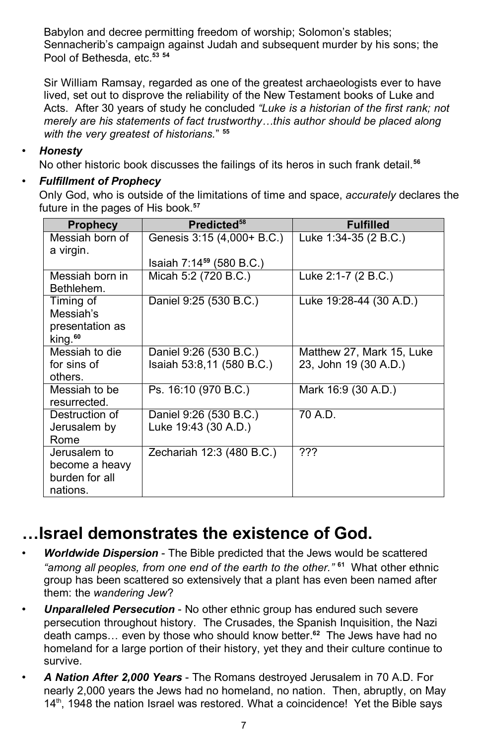Babylon and decree permitting freedom of worship; Solomon's stables; Sennacherib's campaign against Judah and subsequent murder by his sons; the Pool of Bethesda, etc.[53] [54]

Sir William Ramsay, regarded as one of the greatest archaeologists ever to have lived, set out to disprove the reliability of the New Testament books of Luke and Acts. After 30 years of study he concluded *"Luke is a historian of the first rank; not merely are his statements of fact trustworthy…this author should be placed along with the very greatest of historians."* [55]

- ***Honesty***
  No other historic book discusses the failings of its heros in such frank detail.[56]
- ***Fulfillment of Prophecy***
  Only God, who is outside of the limitations of time and space, *accurately* declares the future in the pages of His book.[57]

| Prophecy | Predicted[58] | Fulfilled |
|---|---|---|
| Messiah born of a virgin. | Genesis 3:15 (4,000+ B.C.)<br><br>Isaiah 7:14[59] (580 B.C.) | Luke 1:34-35 (2 B.C.) |
| Messiah born in Bethlehem. | Micah 5:2 (720 B.C.) | Luke 2:1-7 (2 B.C.) |
| Timing of Messiah's presentation as king.[60] | Daniel 9:25 (530 B.C.) | Luke 19:28-44 (30 A.D.) |
| Messiah to die for sins of others. | Daniel 9:26 (530 B.C.)<br>Isaiah 53:8,11 (580 B.C.) | Matthew 27, Mark 15, Luke 23, John 19 (30 A.D.) |
| Messiah to be resurrected. | Ps. 16:10 (970 B.C.) | Mark 16:9 (30 A.D.) |
| Destruction of Jerusalem by Rome | Daniel 9:26 (530 B.C.)<br>Luke 19:43 (30 A.D.) | 70 A.D. |
| Jerusalem to become a heavy burden for all nations. | Zechariah 12:3 (480 B.C.) | ??? |

# …Israel demonstrates the existence of God.

- ***Worldwide Dispersion*** - The Bible predicted that the Jews would be scattered *"among all peoples, from one end of the earth to the other."* [61] What other ethnic group has been scattered so extensively that a plant has even been named after them: the *wandering Jew*?
- ***Unparalleled Persecution*** - No other ethnic group has endured such severe persecution throughout history. The Crusades, the Spanish Inquisition, the Nazi death camps… even by those who should know better.[62] The Jews have had no homeland for a large portion of their history, yet they and their culture continue to survive.
- ***A Nation After 2,000 Years*** - The Romans destroyed Jerusalem in 70 A.D. For nearly 2,000 years the Jews had no homeland, no nation. Then, abruptly, on May 14th, 1948 the nation Israel was restored. What a coincidence! Yet the Bible says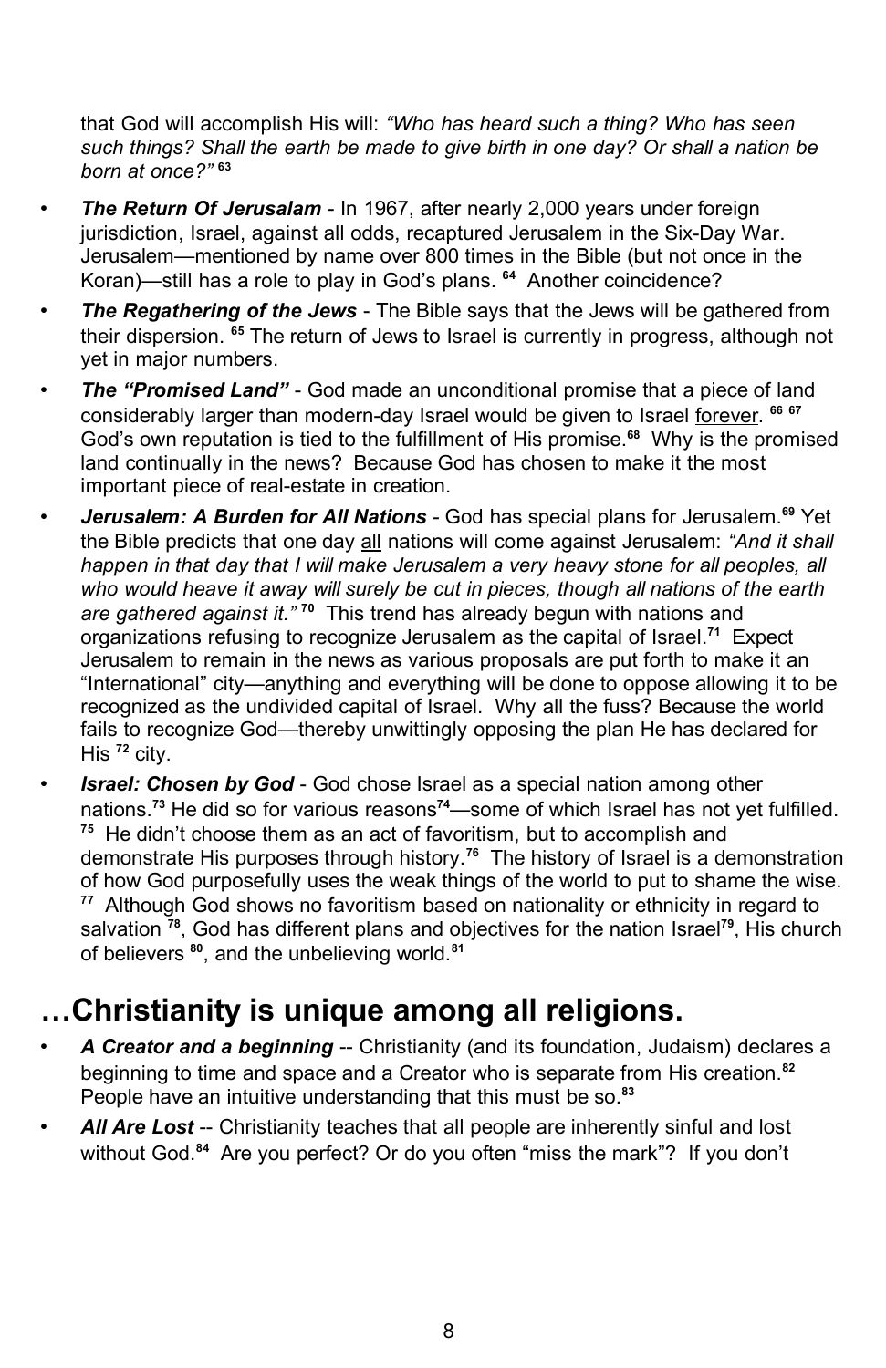that God will accomplish His will: *"Who has heard such a thing? Who has seen such things? Shall the earth be made to give birth in one day? Or shall a nation be born at once?"* [63]

- ***The Return Of Jerusalam*** - In 1967, after nearly 2,000 years under foreign jurisdiction, Israel, against all odds, recaptured Jerusalem in the Six-Day War. Jerusalem—mentioned by name over 800 times in the Bible (but not once in the Koran)—still has a role to play in God's plans. [64] Another coincidence?
- ***The Regathering of the Jews*** - The Bible says that the Jews will be gathered from their dispersion. [65] The return of Jews to Israel is currently in progress, although not yet in major numbers.
- ***The "Promised Land"*** - God made an unconditional promise that a piece of land considerably larger than modern-day Israel would be given to Israel forever. [66] [67] God's own reputation is tied to the fulfillment of His promise.[68] Why is the promised land continually in the news? Because God has chosen to make it the most important piece of real-estate in creation.
- ***Jerusalem: A Burden for All Nations*** - God has special plans for Jerusalem.[69] Yet the Bible predicts that one day all nations will come against Jerusalem: *"And it shall happen in that day that I will make Jerusalem a very heavy stone for all peoples, all who would heave it away will surely be cut in pieces, though all nations of the earth are gathered against it."* [70] This trend has already begun with nations and organizations refusing to recognize Jerusalem as the capital of Israel.[71] Expect Jerusalem to remain in the news as various proposals are put forth to make it an "International" city—anything and everything will be done to oppose allowing it to be recognized as the undivided capital of Israel. Why all the fuss? Because the world fails to recognize God—thereby unwittingly opposing the plan He has declared for His [72] city.
- ***Israel: Chosen by God*** - God chose Israel as a special nation among other nations.[73] He did so for various reasons[74]—some of which Israel has not yet fulfilled. [75] He didn't choose them as an act of favoritism, but to accomplish and demonstrate His purposes through history.[76] The history of Israel is a demonstration of how God purposefully uses the weak things of the world to put to shame the wise. [77] Although God shows no favoritism based on nationality or ethnicity in regard to salvation [78], God has different plans and objectives for the nation Israel[79], His church of believers [80], and the unbelieving world.[81]

# …Christianity is unique among all religions.

- ***A Creator and a beginning*** -- Christianity (and its foundation, Judaism) declares a beginning to time and space and a Creator who is separate from His creation.[82] People have an intuitive understanding that this must be so.[83]
- ***All Are Lost*** -- Christianity teaches that all people are inherently sinful and lost without God.[84] Are you perfect? Or do you often "miss the mark"? If you don't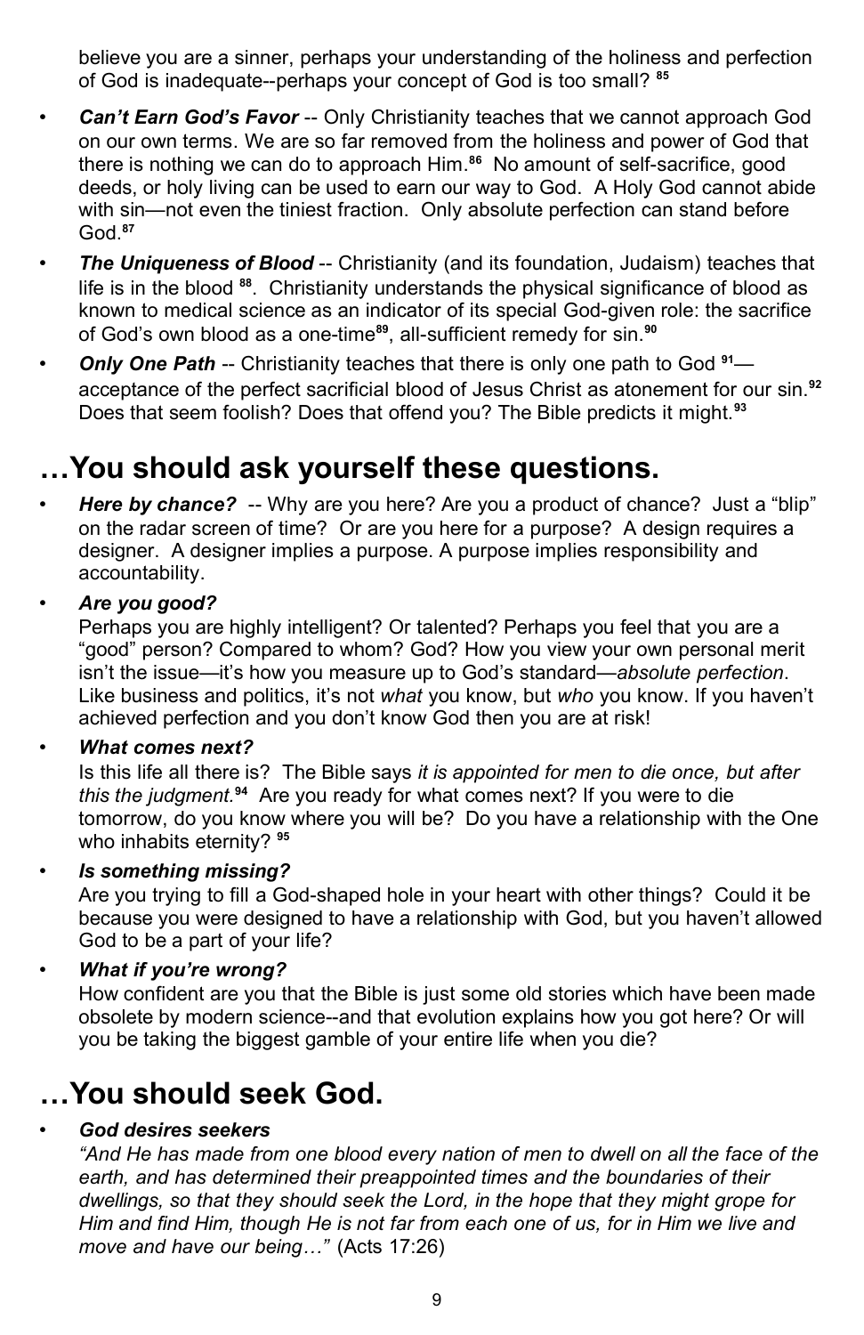believe you are a sinner, perhaps your understanding of the holiness and perfection of God is inadequate--perhaps your concept of God is too small? [85]

- ***Can't Earn God's Favor*** -- Only Christianity teaches that we cannot approach God on our own terms. We are so far removed from the holiness and power of God that there is nothing we can do to approach Him.[86] No amount of self-sacrifice, good deeds, or holy living can be used to earn our way to God. A Holy God cannot abide with sin—not even the tiniest fraction. Only absolute perfection can stand before God.[87]
- ***The Uniqueness of Blood*** -- Christianity (and its foundation, Judaism) teaches that life is in the blood [88]. Christianity understands the physical significance of blood as known to medical science as an indicator of its special God-given role: the sacrifice of God's own blood as a one-time[89], all-sufficient remedy for sin.[90]
- ***Only One Path*** -- Christianity teaches that there is only one path to God [91]—acceptance of the perfect sacrificial blood of Jesus Christ as atonement for our sin.[92] Does that seem foolish? Does that offend you? The Bible predicts it might.[93]

# …You should ask yourself these questions.

- ***Here by chance?*** -- Why are you here? Are you a product of chance? Just a "blip" on the radar screen of time? Or are you here for a purpose? A design requires a designer. A designer implies a purpose. A purpose implies responsibility and accountability.
- ***Are you good?***
  Perhaps you are highly intelligent? Or talented? Perhaps you feel that you are a "good" person? Compared to whom? God? How you view your own personal merit isn't the issue—it's how you measure up to God's standard—*absolute perfection*. Like business and politics, it's not *what* you know, but *who* you know. If you haven't achieved perfection and you don't know God then you are at risk!
- ***What comes next?***
  Is this life all there is? The Bible says *it is appointed for men to die once, but after this the judgment.*[94] Are you ready for what comes next? If you were to die tomorrow, do you know where you will be? Do you have a relationship with the One who inhabits eternity? [95]
- ***Is something missing?***
  Are you trying to fill a God-shaped hole in your heart with other things? Could it be because you were designed to have a relationship with God, but you haven't allowed God to be a part of your life?
- ***What if you're wrong?***
  How confident are you that the Bible is just some old stories which have been made obsolete by modern science--and that evolution explains how you got here? Or will you be taking the biggest gamble of your entire life when you die?

# …You should seek God.

- ***God desires seekers***
  *"And He has made from one blood every nation of men to dwell on all the face of the earth, and has determined their preappointed times and the boundaries of their dwellings, so that they should seek the Lord, in the hope that they might grope for Him and find Him, though He is not far from each one of us, for in Him we live and move and have our being…"* (Acts 17:26)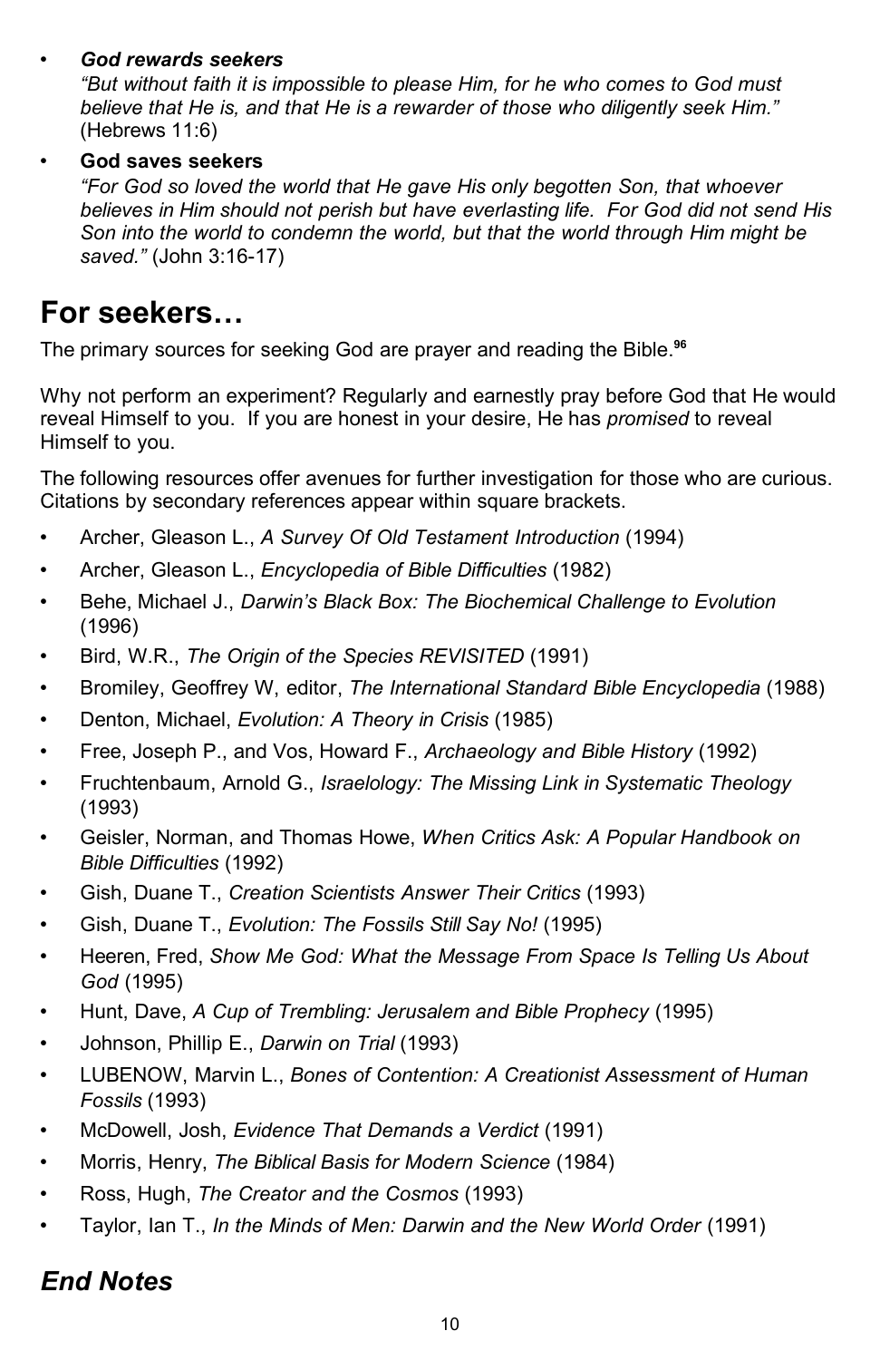- ***God rewards seekers***
  *"But without faith it is impossible to please Him, for he who comes to God must believe that He is, and that He is a rewarder of those who diligently seek Him."* (Hebrews 11:6)
- **God saves seekers**
  *"For God so loved the world that He gave His only begotten Son, that whoever believes in Him should not perish but have everlasting life. For God did not send His Son into the world to condemn the world, but that the world through Him might be saved."* (John 3:16-17)

# For seekers…

The primary sources for seeking God are prayer and reading the Bible.[96]

Why not perform an experiment? Regularly and earnestly pray before God that He would reveal Himself to you. If you are honest in your desire, He has *promised* to reveal Himself to you.

The following resources offer avenues for further investigation for those who are curious. Citations by secondary references appear within square brackets.

- Archer, Gleason L., *A Survey Of Old Testament Introduction* (1994)
- Archer, Gleason L., *Encyclopedia of Bible Difficulties* (1982)
- Behe, Michael J., *Darwin's Black Box: The Biochemical Challenge to Evolution* (1996)
- Bird, W.R., *The Origin of the Species REVISITED* (1991)
- Bromiley, Geoffrey W, editor, *The International Standard Bible Encyclopedia* (1988)
- Denton, Michael, *Evolution: A Theory in Crisis* (1985)
- Free, Joseph P., and Vos, Howard F., *Archaeology and Bible History* (1992)
- Fruchtenbaum, Arnold G., *Israelology: The Missing Link in Systematic Theology* (1993)
- Geisler, Norman, and Thomas Howe, *When Critics Ask: A Popular Handbook on Bible Difficulties* (1992)
- Gish, Duane T., *Creation Scientists Answer Their Critics* (1993)
- Gish, Duane T., *Evolution: The Fossils Still Say No!* (1995)
- Heeren, Fred, *Show Me God: What the Message From Space Is Telling Us About God* (1995)
- Hunt, Dave, *A Cup of Trembling: Jerusalem and Bible Prophecy* (1995)
- Johnson, Phillip E., *Darwin on Trial* (1993)
- LUBENOW, Marvin L., *Bones of Contention: A Creationist Assessment of Human Fossils* (1993)
- McDowell, Josh, *Evidence That Demands a Verdict* (1991)
- Morris, Henry, *The Biblical Basis for Modern Science* (1984)
- Ross, Hugh, *The Creator and the Cosmos* (1993)
- Taylor, Ian T., *In the Minds of Men: Darwin and the New World Order* (1991)

## *End Notes*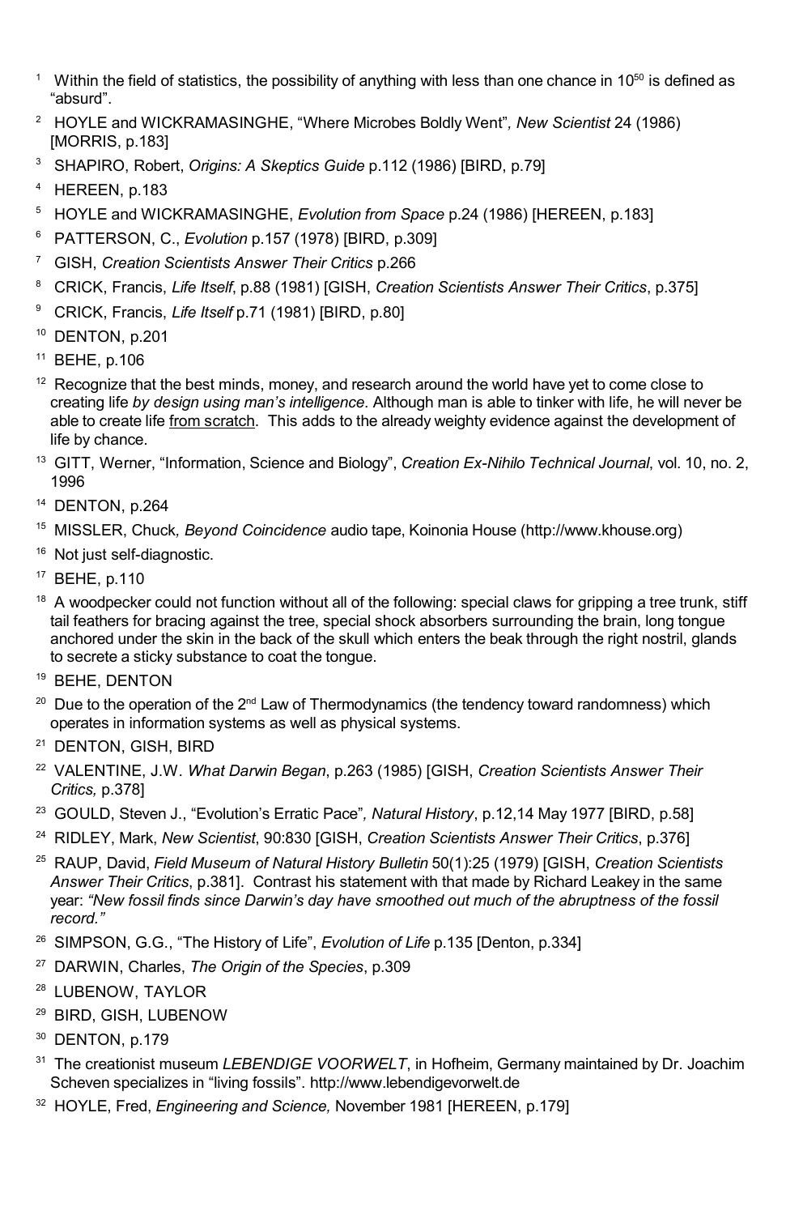[1] Within the field of statistics, the possibility of anything with less than one chance in $10^{50}$ is defined as "absurd".

[2] HOYLE and WICKRAMASINGHE, "Where Microbes Boldly Went", *New Scientist* 24 (1986) [MORRIS, p.183]

[3] SHAPIRO, Robert, *Origins: A Skeptics Guide* p.112 (1986) [BIRD, p.79]

[4] HEREEN, p.183

[5] HOYLE and WICKRAMASINGHE, *Evolution from Space* p.24 (1986) [HEREEN, p.183]

[6] PATTERSON, C., *Evolution* p.157 (1978) [BIRD, p.309]

[7] GISH, *Creation Scientists Answer Their Critics* p.266

[8] CRICK, Francis, *Life Itself*, p.88 (1981) [GISH, *Creation Scientists Answer Their Critics*, p.375]

[9] CRICK, Francis, *Life Itself* p.71 (1981) [BIRD, p.80]

[10] DENTON, p.201

[11] BEHE, p.106

[12] Recognize that the best minds, money, and research around the world have yet to come close to creating life *by design using man's intelligence*. Although man is able to tinker with life, he will never be able to create life <u>from scratch</u>. This adds to the already weighty evidence against the development of life by chance.

[13] GITT, Werner, "Information, Science and Biology", *Creation Ex-Nihilo Technical Journal*, vol. 10, no. 2, 1996

[14] DENTON, p.264

[15] MISSLER, Chuck, *Beyond Coincidence* audio tape, Koinonia House (http://www.khouse.org)

[16] Not just self-diagnostic.

[17] BEHE, p.110

[18] A woodpecker could not function without all of the following: special claws for gripping a tree trunk, stiff tail feathers for bracing against the tree, special shock absorbers surrounding the brain, long tongue anchored under the skin in the back of the skull which enters the beak through the right nostril, glands to secrete a sticky substance to coat the tongue.

[19] BEHE, DENTON

[20] Due to the operation of the 2nd Law of Thermodynamics (the tendency toward randomness) which operates in information systems as well as physical systems.

[21] DENTON, GISH, BIRD

[22] VALENTINE, J.W. *What Darwin Began*, p.263 (1985) [GISH, *Creation Scientists Answer Their Critics,* p.378]

[23] GOULD, Steven J., "Evolution's Erratic Pace", *Natural History*, p.12,14 May 1977 [BIRD, p.58]

[24] RIDLEY, Mark, *New Scientist*, 90:830 [GISH, *Creation Scientists Answer Their Critics*, p.376]

[25] RAUP, David, *Field Museum of Natural History Bulletin* 50(1):25 (1979) [GISH, *Creation Scientists Answer Their Critics*, p.381]. Contrast his statement with that made by Richard Leakey in the same year: *"New fossil finds since Darwin's day have smoothed out much of the abruptness of the fossil record."*

[26] SIMPSON, G.G., "The History of Life", *Evolution of Life* p.135 [Denton, p.334]

[27] DARWIN, Charles, *The Origin of the Species*, p.309

[28] LUBENOW, TAYLOR

[29] BIRD, GISH, LUBENOW

[30] DENTON, p.179

[31] The creationist museum *LEBENDIGE VOORWELT*, in Hofheim, Germany maintained by Dr. Joachim Scheven specializes in "living fossils". http://www.lebendigevorwelt.de

[32] HOYLE, Fred, *Engineering and Science,* November 1981 [HEREEN, p.179]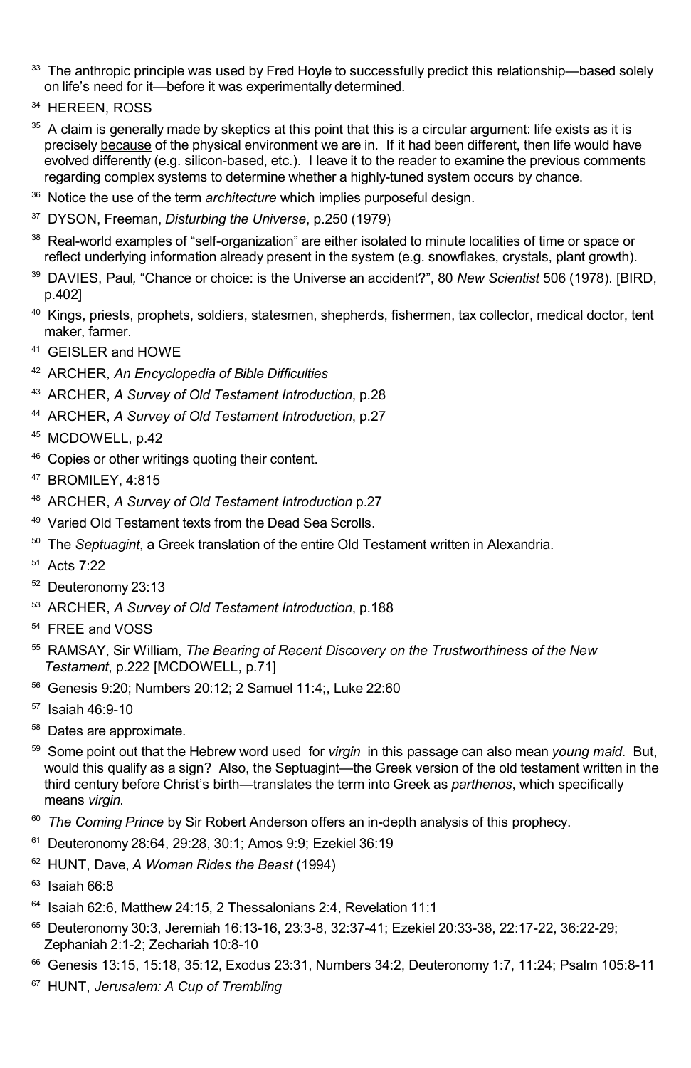[33] The anthropic principle was used by Fred Hoyle to successfully predict this relationship—based solely on life's need for it—before it was experimentally determined.

[34] HEREEN, ROSS

[35] A claim is generally made by skeptics at this point that this is a circular argument: life exists as it is precisely <u>because</u> of the physical environment we are in. If it had been different, then life would have evolved differently (e.g. silicon-based, etc.). I leave it to the reader to examine the previous comments regarding complex systems to determine whether a highly-tuned system occurs by chance.

[36] Notice the use of the term *architecture* which implies purposeful <u>design</u>.

[37] DYSON, Freeman, *Disturbing the Universe*, p.250 (1979)

[38] Real-world examples of "self-organization" are either isolated to minute localities of time or space or reflect underlying information already present in the system (e.g. snowflakes, crystals, plant growth).

[39] DAVIES, Paul, "Chance or choice: is the Universe an accident?", 80 *New Scientist* 506 (1978). [BIRD, p.402]

[40] Kings, priests, prophets, soldiers, statesmen, shepherds, fishermen, tax collector, medical doctor, tent maker, farmer.

[41] GEISLER and HOWE

[42] ARCHER, *An Encyclopedia of Bible Difficulties*

[43] ARCHER, *A Survey of Old Testament Introduction*, p.28

[44] ARCHER, *A Survey of Old Testament Introduction*, p.27

[45] MCDOWELL, p.42

[46] Copies or other writings quoting their content.

[47] BROMILEY, 4:815

[48] ARCHER, *A Survey of Old Testament Introduction* p.27

[49] Varied Old Testament texts from the Dead Sea Scrolls.

[50] The *Septuagint*, a Greek translation of the entire Old Testament written in Alexandria.

[51] Acts 7:22

[52] Deuteronomy 23:13

[53] ARCHER, *A Survey of Old Testament Introduction*, p.188

[54] FREE and VOSS

[55] RAMSAY, Sir William, *The Bearing of Recent Discovery on the Trustworthiness of the New Testament*, p.222 [MCDOWELL, p.71]

[56] Genesis 9:20; Numbers 20:12; 2 Samuel 11:4;, Luke 22:60

[57] Isaiah 46:9-10

[58] Dates are approximate.

[59] Some point out that the Hebrew word used for *virgin* in this passage can also mean *young maid*. But, would this qualify as a sign? Also, the Septuagint—the Greek version of the old testament written in the third century before Christ's birth—translates the term into Greek as *parthenos*, which specifically means *virgin*.

[60] *The Coming Prince* by Sir Robert Anderson offers an in-depth analysis of this prophecy.

[61] Deuteronomy 28:64, 29:28, 30:1; Amos 9:9; Ezekiel 36:19

[62] HUNT, Dave, *A Woman Rides the Beast* (1994)

[63] Isaiah 66:8

[64] Isaiah 62:6, Matthew 24:15, 2 Thessalonians 2:4, Revelation 11:1

[65] Deuteronomy 30:3, Jeremiah 16:13-16, 23:3-8, 32:37-41; Ezekiel 20:33-38, 22:17-22, 36:22-29; Zephaniah 2:1-2; Zechariah 10:8-10

[66] Genesis 13:15, 15:18, 35:12, Exodus 23:31, Numbers 34:2, Deuteronomy 1:7, 11:24; Psalm 105:8-11

[67] HUNT, *Jerusalem: A Cup of Trembling*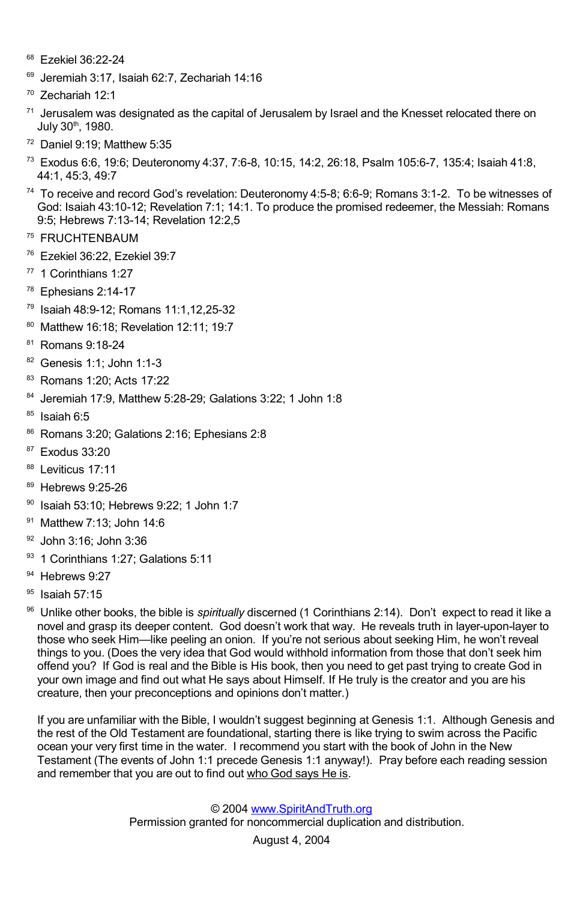[68] Ezekiel 36:22-24

[69] Jeremiah 3:17, Isaiah 62:7, Zechariah 14:16

[70] Zechariah 12:1

[71] Jerusalem was designated as the capital of Jerusalem by Israel and the Knesset relocated there on July 30th, 1980.

[72] Daniel 9:19; Matthew 5:35

[73] Exodus 6:6, 19:6; Deuteronomy 4:37, 7:6-8, 10:15, 14:2, 26:18, Psalm 105:6-7, 135:4; Isaiah 41:8, 44:1, 45:3, 49:7

[74] To receive and record God's revelation: Deuteronomy 4:5-8; 6:6-9; Romans 3:1-2. To be witnesses of God: Isaiah 43:10-12; Revelation 7:1; 14:1. To produce the promised redeemer, the Messiah: Romans 9:5; Hebrews 7:13-14; Revelation 12:2,5

[75] FRUCHTENBAUM

[76] Ezekiel 36:22, Ezekiel 39:7

[77] 1 Corinthians 1:27

[78] Ephesians 2:14-17

[79] Isaiah 48:9-12; Romans 11:1,12,25-32

[80] Matthew 16:18; Revelation 12:11; 19:7

[81] Romans 9:18-24

[82] Genesis 1:1; John 1:1-3

[83] Romans 1:20; Acts 17:22

[84] Jeremiah 17:9, Matthew 5:28-29; Galations 3:22; 1 John 1:8

[85] Isaiah 6:5

[86] Romans 3:20; Galatians 2:16; Ephesians 2:8

[87] Exodus 33:20

[88] Leviticus 17:11

[89] Hebrews 9:25-26

[90] Isaiah 53:10; Hebrews 9:22; 1 John 1:7

[91] Matthew 7:13; John 14:6

[92] John 3:16; John 3:36

[93] 1 Corinthians 1:27; Galations 5:11

[94] Hebrews 9:27

[95] Isaiah 57:15

[96] Unlike other books, the bible is *spiritually* discerned (1 Corinthians 2:14). Don't expect to read it like a novel and grasp its deeper content. God doesn't work that way. He reveals truth in layer-upon-layer to those who seek Him—like peeling an onion. If you're not serious about seeking Him, he won't reveal things to you. (Does the very idea that God would withhold information from those that don't seek him offend you? If God is real and the Bible is His book, then you need to get past trying to create God in your own image and find out what He says about Himself. If He truly is the creator and you are his creature, then your preconceptions and opinions don't matter.)

If you are unfamiliar with the Bible, I wouldn't suggest beginning at Genesis 1:1. Although Genesis and the rest of the Old Testament are foundational, starting there is like trying to swim across the Pacific ocean your very first time in the water. I recommend you start with the book of John in the New Testament (The events of John 1:1 precede Genesis 1:1 anyway!). Pray before each reading session and remember that you are out to find out who God says He is.

© 2004 www.SpiritAndTruth.org
Permission granted for noncommercial duplication and distribution.

August 4, 2004